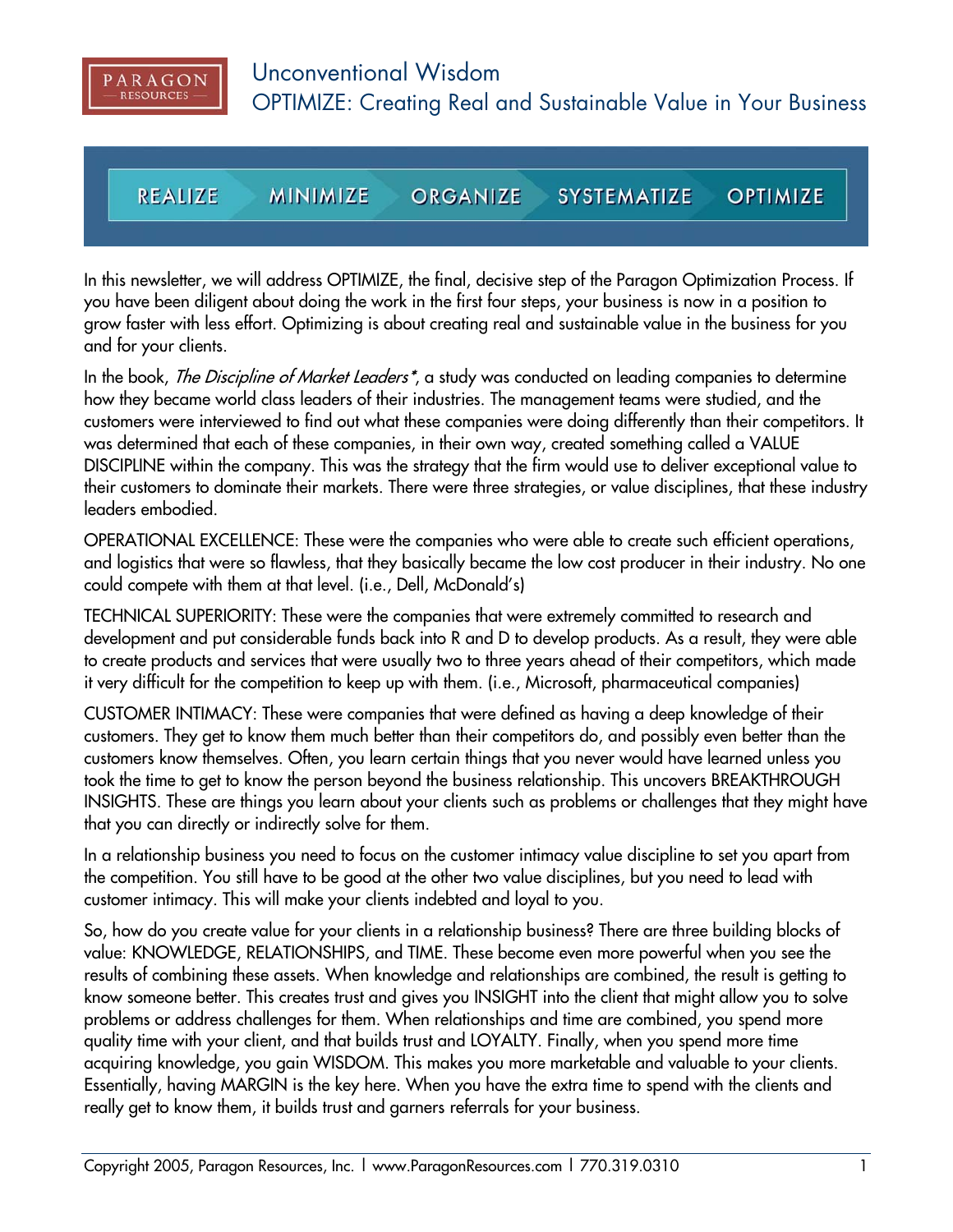PARAGON RESOURCES

# Unconventional Wisdom

## OPTIMIZE: Creating Real and Sustainable Value in Your Business

REALIZE | MINIMIZE | ORGANIZE | SYSTEMATIZE | OPTIMIZE

In this newsletter, we will address OPTIMIZE, the final, decisive step of the Paragon Optimization Process. If you have been diligent about doing the work in the first four steps, your business is now in a position to grow faster with less effort. Optimizing is about creating real and sustainable value in the business for you and for your clients.

In the book, *The Discipline of Market Leaders**, a study was conducted on leading companies to determine how they became world class leaders of their industries. The management teams were studied, and the customers were interviewed to find out what these companies were doing differently than their competitors. It was determined that each of these companies, in their own way, created something called a VALUE DISCIPLINE within the company. This was the strategy that the firm would use to deliver exceptional value to their customers to dominate their markets. There were three strategies, or value disciplines, that these industry leaders embodied.

OPERATIONAL EXCELLENCE: These were the companies who were able to create such efficient operations, and logistics that were so flawless, that they basically became the low cost producer in their industry. No one could compete with them at that level. (i.e., Dell, McDonald's)

TECHNICAL SUPERIORITY: These were the companies that were extremely committed to research and development and put considerable funds back into R and D to develop products. As a result, they were able to create products and services that were usually two to three years ahead of their competitors, which made it very difficult for the competition to keep up with them. (i.e., Microsoft, pharmaceutical companies)

CUSTOMER INTIMACY: These were companies that were defined as having a deep knowledge of their customers. They get to know them much better than their competitors do, and possibly even better than the customers know themselves. Often, you learn certain things that you never would have learned unless you took the time to get to know the person beyond the business relationship. This uncovers BREAKTHROUGH INSIGHTS. These are things you learn about your clients such as problems or challenges that they might have that you can directly or indirectly solve for them.

In a relationship business you need to focus on the customer intimacy value discipline to set you apart from the competition. You still have to be good at the other two value disciplines, but you need to lead with customer intimacy. This will make your clients indebted and loyal to you.

So, how do you create value for your clients in a relationship business? There are three building blocks of value: KNOWLEDGE, RELATIONSHIPS, and TIME. These become even more powerful when you see the results of combining these assets. When knowledge and relationships are combined, the result is getting to know someone better. This creates trust and gives you INSIGHT into the client that might allow you to solve problems or address challenges for them. When relationships and time are combined, you spend more quality time with your client, and that builds trust and LOYALTY. Finally, when you spend more time acquiring knowledge, you gain WISDOM. This makes you more marketable and valuable to your clients. Essentially, having MARGIN is the key here. When you have the extra time to spend with the clients and really get to know them, it builds trust and garners referrals for your business.

Copyright 2005, Paragon Resources, Inc. | www.ParagonResources.com | 770.319.0310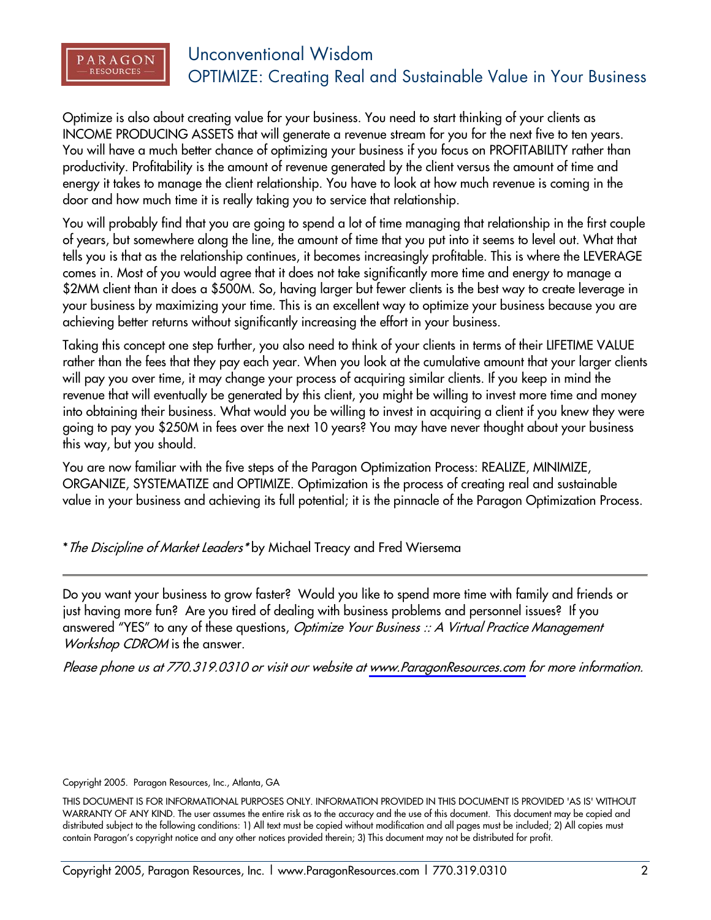Optimize is also about creating value for your business. You need to start thinking of your clients as INCOME PRODUCING ASSETS that will generate a revenue stream for you for the next five to ten years. You will have a much better chance of optimizing your business if you focus on PROFITABILITY rather than productivity. Profitability is the amount of revenue generated by the client versus the amount of time and energy it takes to manage the client relationship. You have to look at how much revenue is coming in the door and how much time it is really taking you to service that relationship.

You will probably find that you are going to spend a lot of time managing that relationship in the first couple of years, but somewhere along the line, the amount of time that you put into it seems to level out. What that tells you is that as the relationship continues, it becomes increasingly profitable. This is where the LEVERAGE comes in. Most of you would agree that it does not take significantly more time and energy to manage a $2MM client than it does a $500M. So, having larger but fewer clients is the best way to create leverage in your business by maximizing your time. This is an excellent way to optimize your business because you are achieving better returns without significantly increasing the effort in your business.

Taking this concept one step further, you also need to think of your clients in terms of their LIFETIME VALUE rather than the fees that they pay each year. When you look at the cumulative amount that your larger clients will pay you over time, it may change your process of acquiring similar clients. If you keep in mind the revenue that will eventually be generated by this client, you might be willing to invest more time and money into obtaining their business. What would you be willing to invest in acquiring a client if you knew they were going to pay you $250M in fees over the next 10 years? You may have never thought about your business this way, but you should.

You are now familiar with the five steps of the Paragon Optimization Process: REALIZE, MINIMIZE, ORGANIZE, SYSTEMATIZE and OPTIMIZE. Optimization is the process of creating real and sustainable value in your business and achieving its full potential; it is the pinnacle of the Paragon Optimization Process.

**The Discipline of Market Leaders** by Michael Treacy and Fred Wiersema

---

Do you want your business to grow faster? Would you like to spend more time with family and friends or just having more fun? Are you tired of dealing with business problems and personnel issues? If you answered "YES" to any of these questions, *Optimize Your Business :: A Virtual Practice Management Workshop CDROM* is the answer.

*Please phone us at 770.319.0310 or visit our website at www.ParagonResources.com for more information.*

Copyright 2005. Paragon Resources, Inc., Atlanta, GA

THIS DOCUMENT IS FOR INFORMATIONAL PURPOSES ONLY. INFORMATION PROVIDED IN THIS DOCUMENT IS PROVIDED 'AS IS' WITHOUT WARRANTY OF ANY KIND. The user assumes the entire risk as to the accuracy and the use of this document. This document may be copied and distributed subject to the following conditions: 1) All text must be copied without modification and all pages must be included; 2) All copies must contain Paragon's copyright notice and any other notices provided therein; 3) This document may not be distributed for profit.